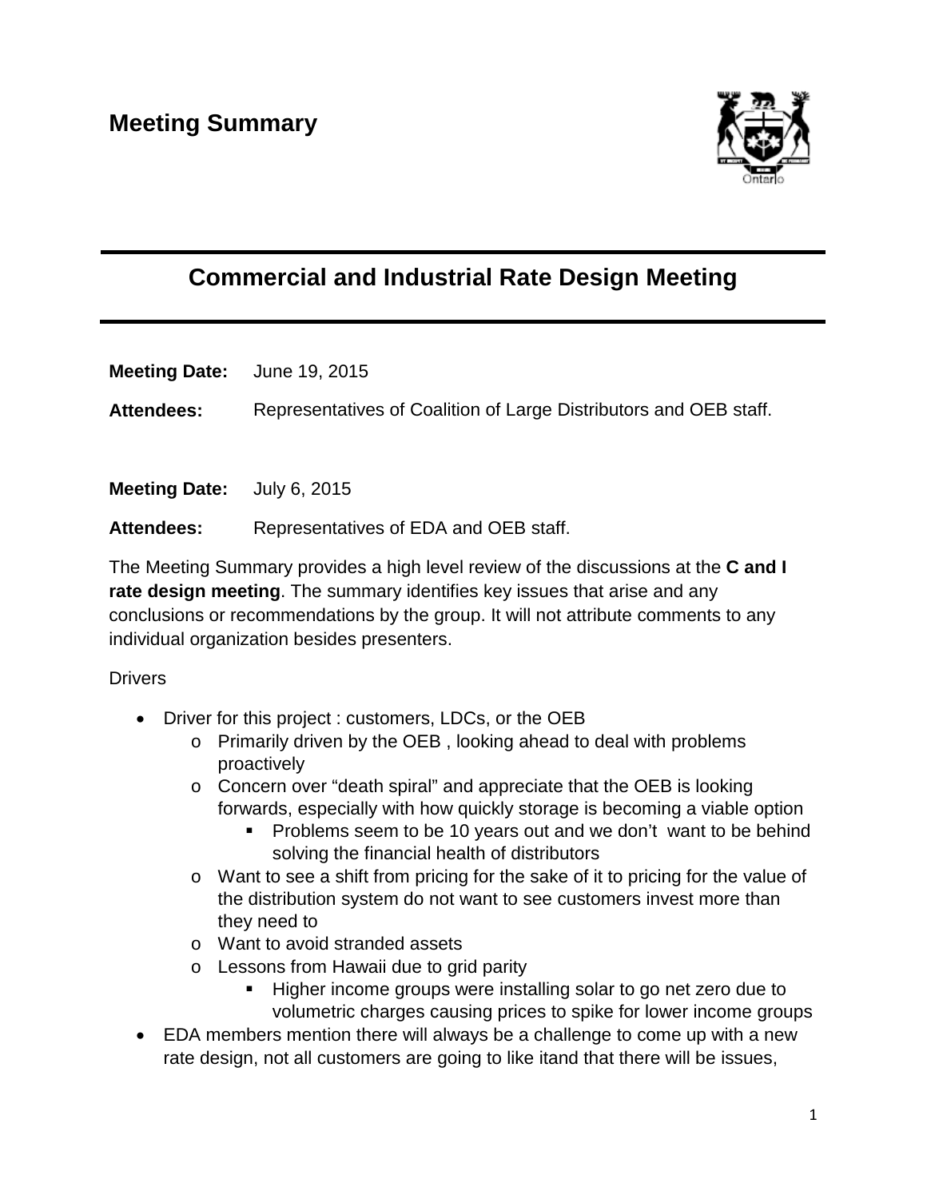# Meeting Summary

## Commercial and Industrial Rate Design Meeting

**Meeting Date:** June 19, 2015

**Attendees:** Representatives of Coalition of Large Distributors and OEB staff.

**Meeting Date:** July 6, 2015

**Attendees:** Representatives of EDA and OEB staff.

The Meeting Summary provides a high level review of the discussions at the **C and I rate design meeting**. The summary identifies key issues that arise and any conclusions or recommendations by the group. It will not attribute comments to any individual organization besides presenters.

Drivers

- Driver for this project : customers, LDCs, or the OEB
  - Primarily driven by the OEB , looking ahead to deal with problems proactively
  - Concern over "death spiral" and appreciate that the OEB is looking forwards, especially with how quickly storage is becoming a viable option
    - Problems seem to be 10 years out and we don't want to be behind solving the financial health of distributors
  - Want to see a shift from pricing for the sake of it to pricing for the value of the distribution system do not want to see customers invest more than they need to
  - Want to avoid stranded assets
  - Lessons from Hawaii due to grid parity
    - Higher income groups were installing solar to go net zero due to volumetric charges causing prices to spike for lower income groups
- EDA members mention there will always be a challenge to come up with a new rate design, not all customers are going to like itand that there will be issues,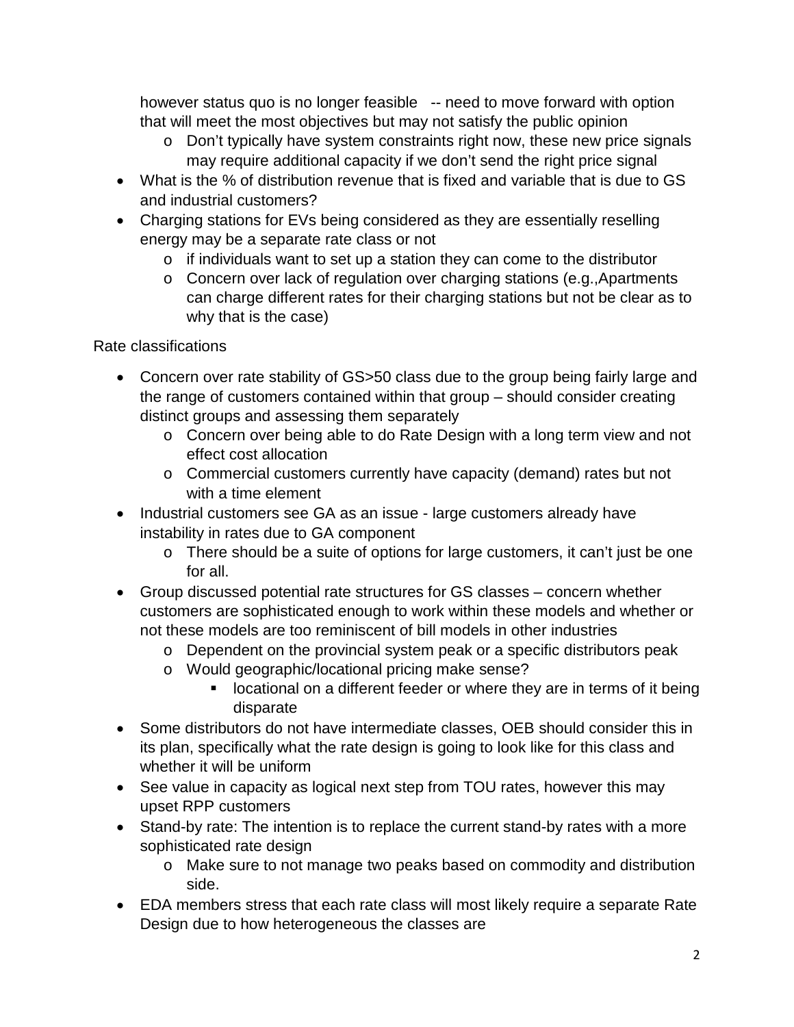however status quo is no longer feasible -- need to move forward with option that will meet the most objectives but may not satisfy the public opinion

- Don't typically have system constraints right now, these new price signals may require additional capacity if we don't send the right price signal

- What is the % of distribution revenue that is fixed and variable that is due to GS and industrial customers?
- Charging stations for EVs being considered as they are essentially reselling energy may be a separate rate class or not
  - if individuals want to set up a station they can come to the distributor
  - Concern over lack of regulation over charging stations (e.g.,Apartments can charge different rates for their charging stations but not be clear as to why that is the case)

Rate classifications

- Concern over rate stability of GS>50 class due to the group being fairly large and the range of customers contained within that group – should consider creating distinct groups and assessing them separately
  - Concern over being able to do Rate Design with a long term view and not effect cost allocation
  - Commercial customers currently have capacity (demand) rates but not with a time element
- Industrial customers see GA as an issue - large customers already have instability in rates due to GA component
  - There should be a suite of options for large customers, it can't just be one for all.
- Group discussed potential rate structures for GS classes – concern whether customers are sophisticated enough to work within these models and whether or not these models are too reminiscent of bill models in other industries
  - Dependent on the provincial system peak or a specific distributors peak
  - Would geographic/locational pricing make sense?
    - locational on a different feeder or where they are in terms of it being disparate
- Some distributors do not have intermediate classes, OEB should consider this in its plan, specifically what the rate design is going to look like for this class and whether it will be uniform
- See value in capacity as logical next step from TOU rates, however this may upset RPP customers
- Stand-by rate: The intention is to replace the current stand-by rates with a more sophisticated rate design
  - Make sure to not manage two peaks based on commodity and distribution side.
- EDA members stress that each rate class will most likely require a separate Rate Design due to how heterogeneous the classes are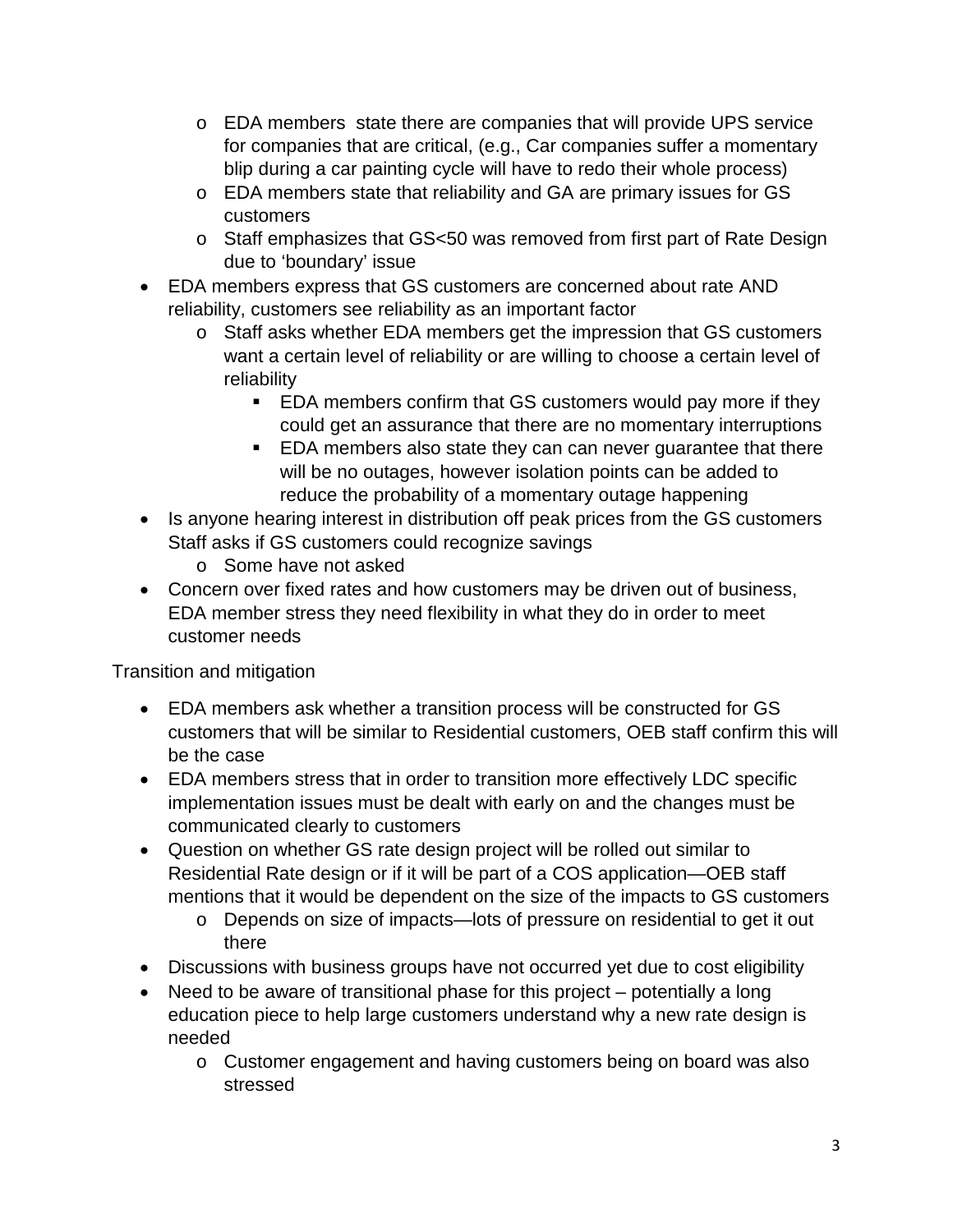- EDA members  state there are companies that will provide UPS service for companies that are critical, (e.g., Car companies suffer a momentary blip during a car painting cycle will have to redo their whole process)
    - EDA members state that reliability and GA are primary issues for GS customers
    - Staff emphasizes that GS<50 was removed from first part of Rate Design due to 'boundary' issue
- EDA members express that GS customers are concerned about rate AND reliability, customers see reliability as an important factor
    - Staff asks whether EDA members get the impression that GS customers want a certain level of reliability or are willing to choose a certain level of reliability
        - EDA members confirm that GS customers would pay more if they could get an assurance that there are no momentary interruptions
        - EDA members also state they can can never guarantee that there will be no outages, however isolation points can be added to reduce the probability of a momentary outage happening
- Is anyone hearing interest in distribution off peak prices from the GS customers Staff asks if GS customers could recognize savings
    - Some have not asked
- Concern over fixed rates and how customers may be driven out of business, EDA member stress they need flexibility in what they do in order to meet customer needs

Transition and mitigation

- EDA members ask whether a transition process will be constructed for GS customers that will be similar to Residential customers, OEB staff confirm this will be the case
- EDA members stress that in order to transition more effectively LDC specific implementation issues must be dealt with early on and the changes must be communicated clearly to customers
- Question on whether GS rate design project will be rolled out similar to Residential Rate design or if it will be part of a COS application—OEB staff mentions that it would be dependent on the size of the impacts to GS customers
    - Depends on size of impacts—lots of pressure on residential to get it out there
- Discussions with business groups have not occurred yet due to cost eligibility
- Need to be aware of transitional phase for this project – potentially a long education piece to help large customers understand why a new rate design is needed
    - Customer engagement and having customers being on board was also stressed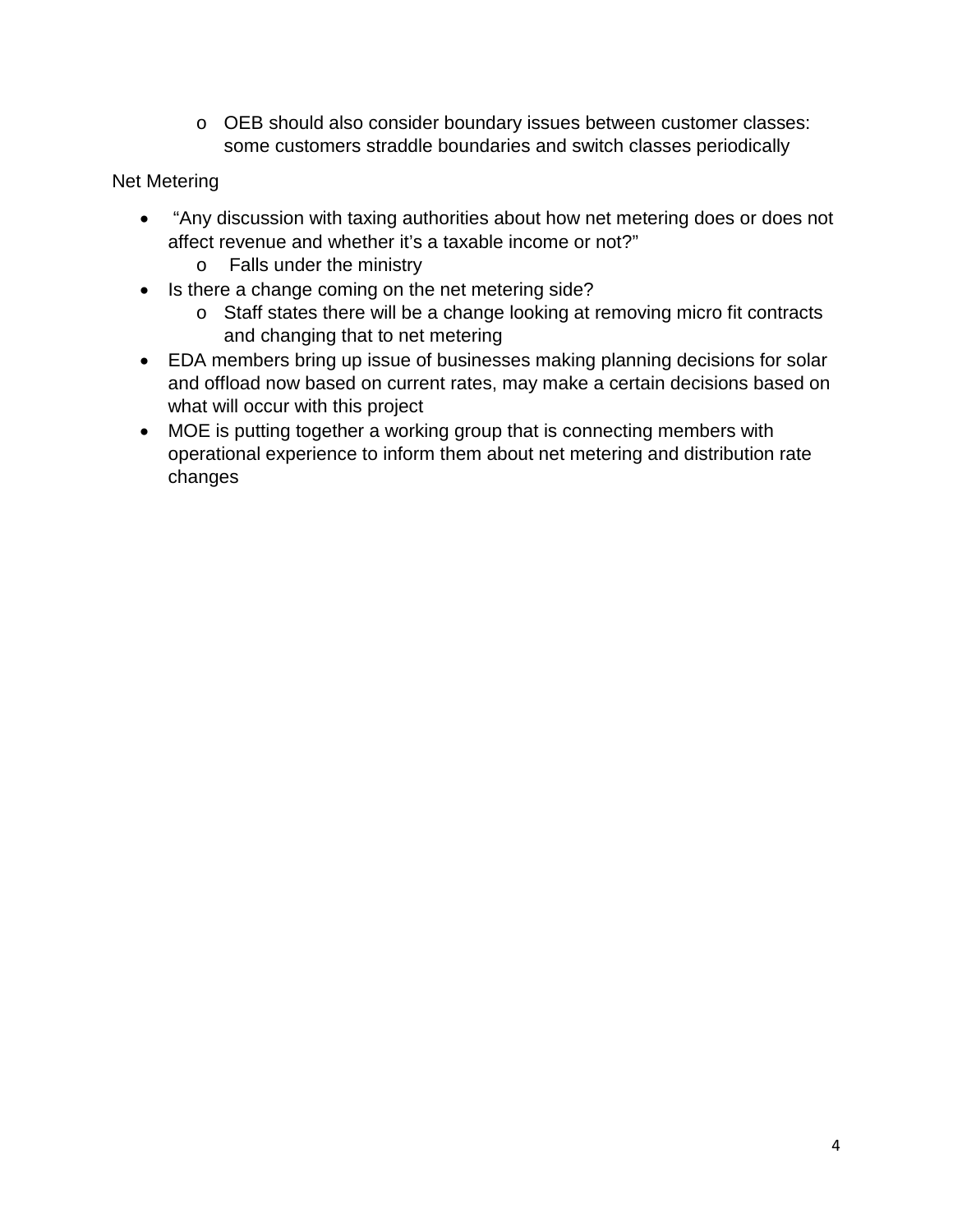- OEB should also consider boundary issues between customer classes: some customers straddle boundaries and switch classes periodically

Net Metering

- "Any discussion with taxing authorities about how net metering does or does not affect revenue and whether it's a taxable income or not?"
  - Falls under the ministry
- Is there a change coming on the net metering side?
  - Staff states there will be a change looking at removing micro fit contracts and changing that to net metering
- EDA members bring up issue of businesses making planning decisions for solar and offload now based on current rates, may make a certain decisions based on what will occur with this project
- MOE is putting together a working group that is connecting members with operational experience to inform them about net metering and distribution rate changes